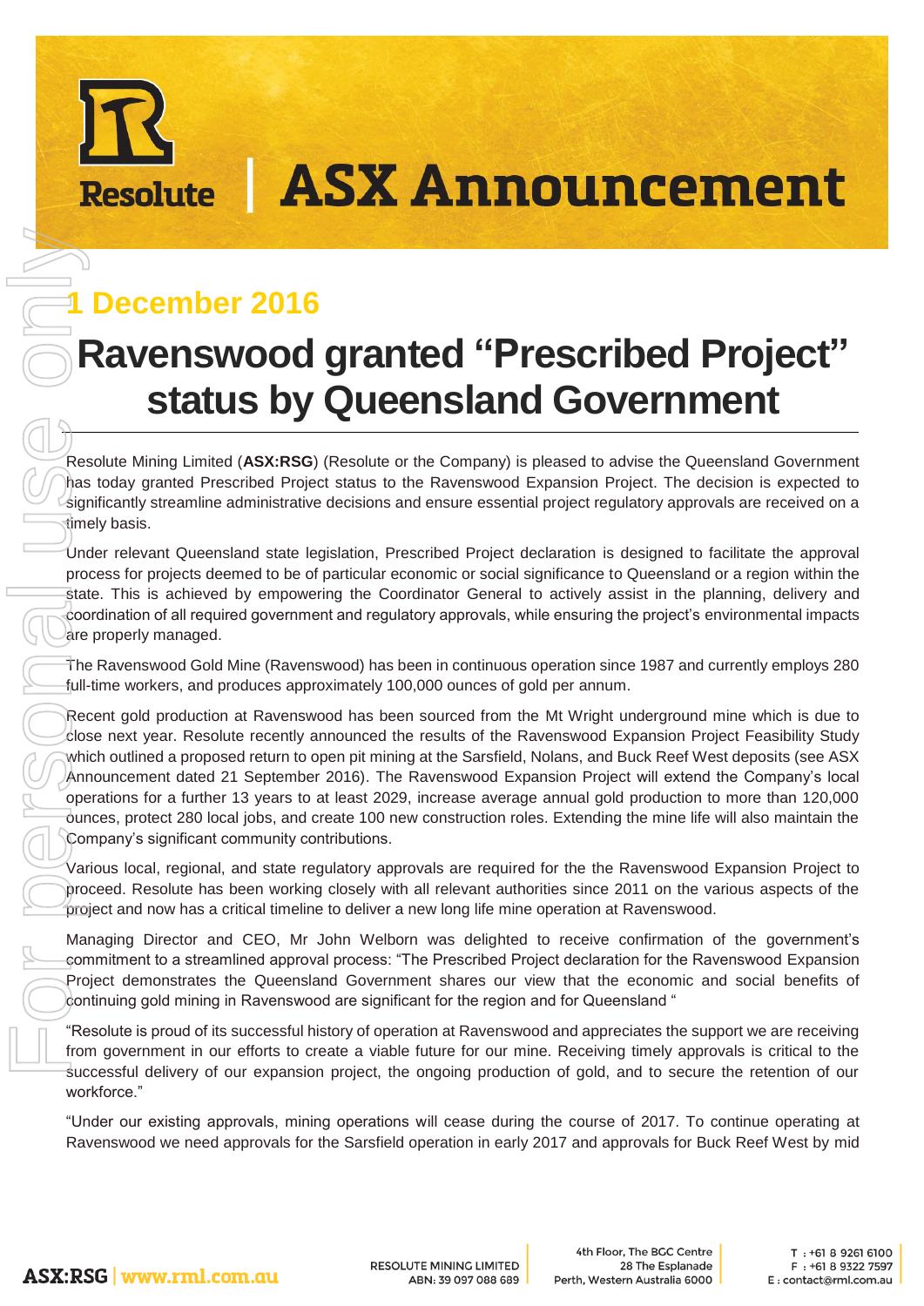# ASX Announcement

**1 December 2016**

# Ravenswood granted "Prescribed Project" status by Queensland Government

Resolute Mining Limited (**ASX:RSG**) (Resolute or the Company) is pleased to advise the Queensland Government has today granted Prescribed Project status to the Ravenswood Expansion Project. The decision is expected to significantly streamline administrative decisions and ensure essential project regulatory approvals are received on a timely basis.

Under relevant Queensland state legislation, Prescribed Project declaration is designed to facilitate the approval process for projects deemed to be of particular economic or social significance to Queensland or a region within the state. This is achieved by empowering the Coordinator General to actively assist in the planning, delivery and coordination of all required government and regulatory approvals, while ensuring the project's environmental impacts are properly managed.

The Ravenswood Gold Mine (Ravenswood) has been in continuous operation since 1987 and currently employs 280 full-time workers, and produces approximately 100,000 ounces of gold per annum.

Recent gold production at Ravenswood has been sourced from the Mt Wright underground mine which is due to close next year. Resolute recently announced the results of the Ravenswood Expansion Project Feasibility Study which outlined a proposed return to open pit mining at the Sarsfield, Nolans, and Buck Reef West deposits (see ASX Announcement dated 21 September 2016). The Ravenswood Expansion Project will extend the Company's local operations for a further 13 years to at least 2029, increase average annual gold production to more than 120,000 ounces, protect 280 local jobs, and create 100 new construction roles. Extending the mine life will also maintain the Company's significant community contributions.

Various local, regional, and state regulatory approvals are required for the the Ravenswood Expansion Project to proceed. Resolute has been working closely with all relevant authorities since 2011 on the various aspects of the project and now has a critical timeline to deliver a new long life mine operation at Ravenswood.

Managing Director and CEO, Mr John Welborn was delighted to receive confirmation of the government's commitment to a streamlined approval process: "The Prescribed Project declaration for the Ravenswood Expansion Project demonstrates the Queensland Government shares our view that the economic and social benefits of continuing gold mining in Ravenswood are significant for the region and for Queensland "

"Resolute is proud of its successful history of operation at Ravenswood and appreciates the support we are receiving from government in our efforts to create a viable future for our mine. Receiving timely approvals is critical to the successful delivery of our expansion project, the ongoing production of gold, and to secure the retention of our workforce."

"Under our existing approvals, mining operations will cease during the course of 2017. To continue operating at Ravenswood we need approvals for the Sarsfield operation in early 2017 and approvals for Buck Reef West by mid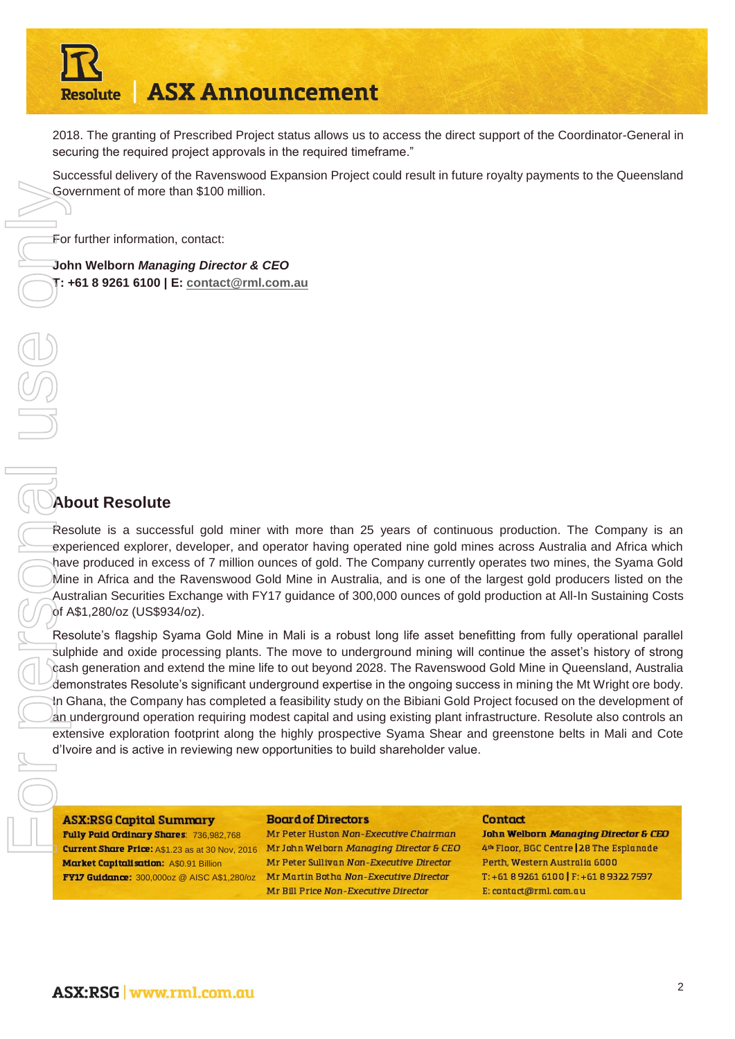2018. The granting of Prescribed Project status allows us to access the direct support of the Coordinator-General in securing the required project approvals in the required timeframe."

Successful delivery of the Ravenswood Expansion Project could result in future royalty payments to the Queensland Government of more than $100 million.

For further information, contact:

**John Welborn *Managing Director & CEO***
**T: +61 8 9261 6100 | E: contact@rml.com.au**

## About Resolute

Resolute is a successful gold miner with more than 25 years of continuous production. The Company is an experienced explorer, developer, and operator having operated nine gold mines across Australia and Africa which have produced in excess of 7 million ounces of gold. The Company currently operates two mines, the Syama Gold Mine in Africa and the Ravenswood Gold Mine in Australia, and is one of the largest gold producers listed on the Australian Securities Exchange with FY17 guidance of 300,000 ounces of gold production at All-In Sustaining Costs of A$1,280/oz (US$934/oz).

Resolute's flagship Syama Gold Mine in Mali is a robust long life asset benefitting from fully operational parallel sulphide and oxide processing plants. The move to underground mining will continue the asset's history of strong cash generation and extend the mine life to out beyond 2028. The Ravenswood Gold Mine in Queensland, Australia demonstrates Resolute's significant underground expertise in the ongoing success in mining the Mt Wright ore body. In Ghana, the Company has completed a feasibility study on the Bibiani Gold Project focused on the development of an underground operation requiring modest capital and using existing plant infrastructure. Resolute also controls an extensive exploration footprint along the highly prospective Syama Shear and greenstone belts in Mali and Cote d'Ivoire and is active in reviewing new opportunities to build shareholder value.

**ASX:RSG Capital Summary**

**Fully Paid Ordinary Shares:** 736,982,768
**Current Share Price:** A$1.23 as at 30 Nov, 2016
**Market Capitalisation:** A$0.91 Billion
**FY17 Guidance:** 300,000oz @ AISC A$1,280/oz

**Board of Directors**

Mr Peter Huston *Non-Executive Chairman*
Mr John Welborn *Managing Director & CEO*
Mr Peter Sullivan *Non-Executive Director*
Mr Martin Botha *Non-Executive Director*
Mr Bill Price *Non-Executive Director*

**Contact**

**John Welborn *Managing Director & CEO***
4th Floor, BGC Centre | 28 The Esplanade
Perth, Western Australia 6000
T: +61 8 9261 6100 | F: +61 8 9322 7597
E: contact@rml.com.au